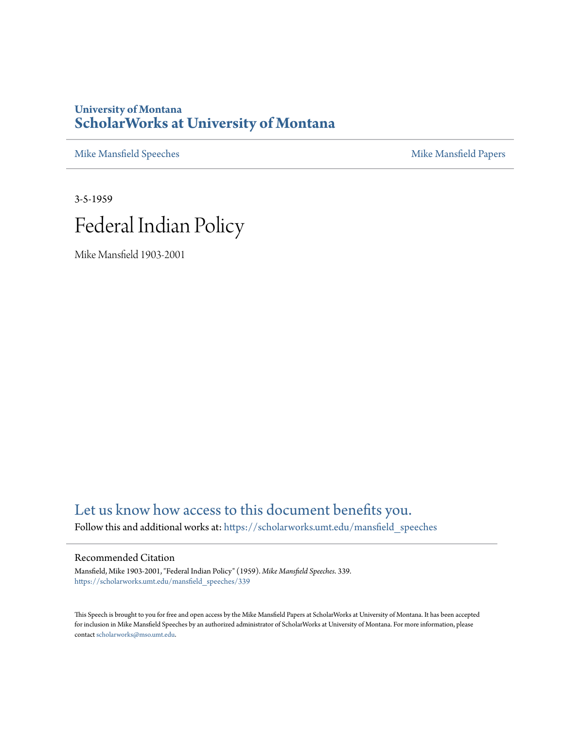University of Montana
# ScholarWorks at University of Montana

Mike Mansfield Speeches | Mike Mansfield Papers

3-5-1959

# Federal Indian Policy

Mike Mansfield 1903-2001

Let us know how access to this document benefits you.

Follow this and additional works at: https://scholarworks.umt.edu/mansfield_speeches

## Recommended Citation

Mansfield, Mike 1903-2001, "Federal Indian Policy" (1959). *Mike Mansfield Speeches*. 339.
https://scholarworks.umt.edu/mansfield_speeches/339

This Speech is brought to you for free and open access by the Mike Mansfield Papers at ScholarWorks at University of Montana. It has been accepted for inclusion in Mike Mansfield Speeches by an authorized administrator of ScholarWorks at University of Montana. For more information, please contact scholarworks@mso.umt.edu.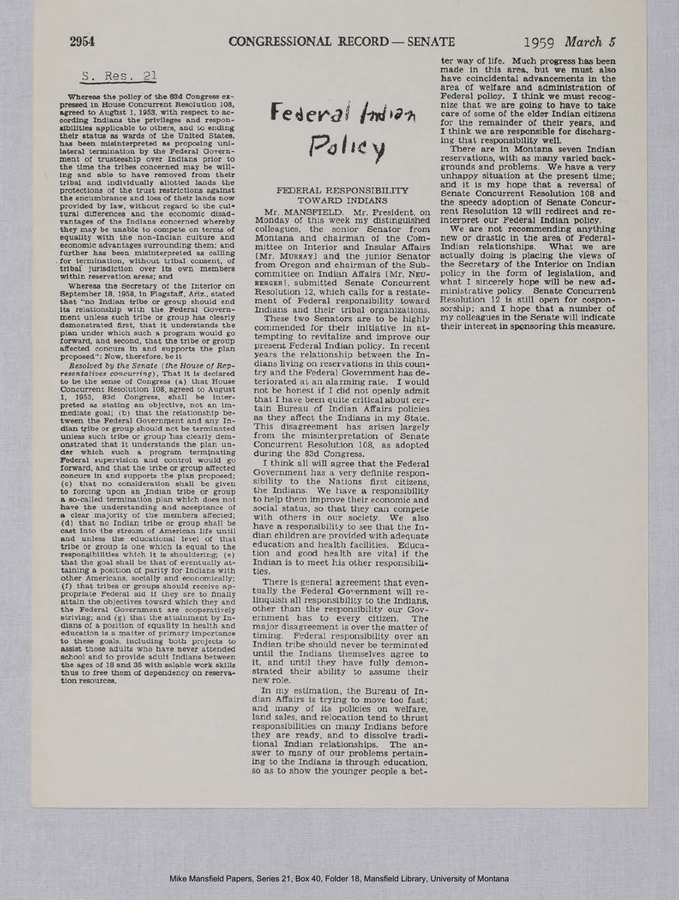S. Res. 21

Whereas the policy of the 83d Congress expressed in House Concurrent Resolution 108, agreed to August 1, 1953, with respect to according Indians the privileges and responsibilities applicable to others, and to ending their status as wards of the United States, has been misinterpreted as proposing unilateral termination by the Federal Government of trusteeship over Indians prior to the time the tribes concerned may be willing and able to have removed from their tribal and individually allotted lands the protections of the trust restrictions against the encumbrance and loss of their lands now provided by law, without regard to the cultural differences and the economic disadvantages of the Indians concerned whereby they may be unable to compete on terms of equality with the non-Indian culture and economic advantages surrounding them; and further has been misinterpreted as calling for termination, without tribal consent, of tribal jurisdiction over its own members within reservation areas; and

Whereas the Secretary of the Interior on September 18, 1958, in Flagstaff, Ariz., stated that "no Indian tribe or group should end its relationship with the Federal Government unless such tribe or group has clearly demonstrated first, that it understands the plan under which such a program would go forward, and second, that the tribe or group affected concurs in and supports the plan proposed": Now, therefore, be it

*Resolved by the Senate (the House of Representatives concurring)*, That it is declared to be the sense of Congress (a) that House Concurrent Resolution 108, agreed to August 1, 1953, 83d Congress, shall be interpreted as stating an objective, not an immediate goal; (b) that the relationship between the Federal Government and any Indian tribe or group should not be terminated unless such tribe or group has clearly demonstrated that it understands the plan under which such a program terminating Federal supervision and control would go forward, and that the tribe or group affected concurs in and supports the plan proposed; (c) that no consideration shall be given to forcing upon an Indian tribe or group a so-called termination plan which does not have the understanding and acceptance of a clear majority of the members affected; (d) that no Indian tribe or group shall be cast into the stream of American life until and unless the educational level of that tribe or group is one which is equal to the responsibilities which it is shouldering; (e) that the goal shall be that of eventually attaining a position of parity for Indians with other Americans, socially and economically; (f) that tribes or groups should receive appropriate Federal aid if they are to finally attain the objectives toward which they and the Federal Government are cooperatively striving; and (g) that the attainment by Indians of a position of equality in health and education is a matter of primary importance to these goals, including both projects to assist those adults who have never attended school and to provide adult Indians between the ages of 18 and 35 with salable work skills thus to free them of dependency on reservation resources.

Federal Indian Policy

## FEDERAL RESPONSIBILITY TOWARD INDIANS

Mr. MANSFIELD. Mr. President, on Monday of this week my distinguished colleagues, the senior Senator from Montana and chairman of the Committee on Interior and Insular Affairs [Mr. MURRAY] and the junior Senator from Oregon and chairman of the Subcommittee on Indian Affairs [Mr. NEUBERGER], submitted Senate Concurrent Resolution 12, which calls for a restatement of Federal responsibility toward Indians and their tribal organizations.

These two Senators are to be highly commended for their initiative in attempting to revitalize and improve our present Federal Indian policy. In recent years the relationship between the Indians living on reservations in this country and the Federal Government has deteriorated at an alarming rate. I would not be honest if I did not openly admit that I have been quite critical about certain Bureau of Indian Affairs policies as they affect the Indians in my State. This disagreement has arisen largely from the misinterpretation of Senate Concurrent Resolution 108, as adopted during the 83d Congress.

I think all will agree that the Federal Government has a very definite responsibility to the Nations first citizens, the Indians. We have a responsibility to help them improve their economic and social status, so that they can compete with others in our society. We also have a responsibility to see that the Indian children are provided with adequate education and health facilities. Education and good health are vital if the Indian is to meet his other responsibilities.

There is general agreement that eventually the Federal Government will relinquish all responsibility to the Indians, other than the responsibility our Government has to every citizen. The major disagreement is over the matter of timing. Federal responsibility over an Indian tribe should never be terminated until the Indians themselves agree to it, and until they have fully demonstrated their ability to assume their new role.

In my estimation, the Bureau of Indian Affairs is trying to move too fast; and many of its policies on welfare, land sales, and relocation tend to thrust responsibilities on many Indians before they are ready, and to dissolve traditional Indian relationships. The answer to many of our problems pertaining to the Indians is through education, so as to show the younger people a better way of life. Much progress has been made in this area, but we must also have coincidental advancements in the area of welfare and administration of Federal policy. I think we must recognize that we are going to have to take care of some of the elder Indian citizens for the remainder of their years, and I think we are responsible for discharging that responsibility well.

There are in Montana seven Indian reservations, with as many varied backgrounds and problems. We have a very unhappy situation at the present time; and it is my hope that a reversal of Senate Concurrent Resolution 108 and the speedy adoption of Senate Concurrent Resolution 12 will redirect and reinterpret our Federal Indian policy.

We are not recommending anything new or drastic in the area of Federal-Indian relationships. What we are actually doing is placing the views of the Secretary of the Interior on Indian policy in the form of legislation, and what I sincerely hope will be new administrative policy. Senate Concurrent Resolution 12 is still open for cosponsorship; and I hope that a number of my colleagues in the Senate will indicate their interest in sponsoring this measure.

Mike Mansfield Papers, Series 21, Box 40, Folder 18, Mansfield Library, University of Montana